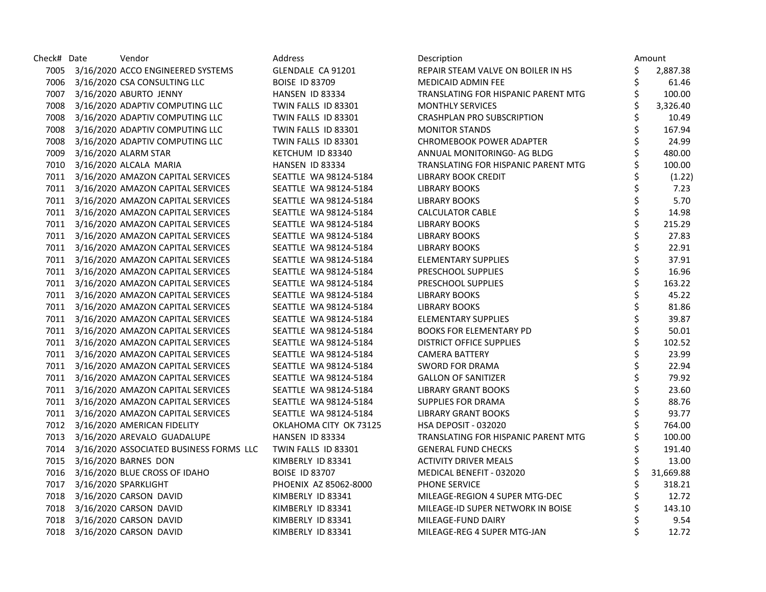| Check# | Date | Vendor | Address | Description | Amount |
|---|---|---|---|---|---|
| 7005 | 3/16/2020 | ACCO ENGINEERED SYSTEMS | GLENDALE CA 91201 | REPAIR STEAM VALVE ON BOILER IN HS | $ 2,887.38 |
| 7006 | 3/16/2020 | CSA CONSULTING LLC | BOISE ID 83709 | MEDICAID ADMIN FEE | $ 61.46 |
| 7007 | 3/16/2020 | ABURTO JENNY | HANSEN ID 83334 | TRANSLATING FOR HISPANIC PARENT MTG | $ 100.00 |
| 7008 | 3/16/2020 | ADAPTIV COMPUTING LLC | TWIN FALLS ID 83301 | MONTHLY SERVICES | $ 3,326.40 |
| 7008 | 3/16/2020 | ADAPTIV COMPUTING LLC | TWIN FALLS ID 83301 | CRASHPLAN PRO SUBSCRIPTION | $ 10.49 |
| 7008 | 3/16/2020 | ADAPTIV COMPUTING LLC | TWIN FALLS ID 83301 | MONITOR STANDS | $ 167.94 |
| 7008 | 3/16/2020 | ADAPTIV COMPUTING LLC | TWIN FALLS ID 83301 | CHROMEBOOK POWER ADAPTER | $ 24.99 |
| 7009 | 3/16/2020 | ALARM STAR | KETCHUM ID 83340 | ANNUAL MONITORING0- AG BLDG | $ 480.00 |
| 7010 | 3/16/2020 | ALCALA MARIA | HANSEN ID 83334 | TRANSLATING FOR HISPANIC PARENT MTG | $ 100.00 |
| 7011 | 3/16/2020 | AMAZON CAPITAL SERVICES | SEATTLE WA 98124-5184 | LIBRARY BOOK CREDIT | $ (1.22) |
| 7011 | 3/16/2020 | AMAZON CAPITAL SERVICES | SEATTLE WA 98124-5184 | LIBRARY BOOKS | $ 7.23 |
| 7011 | 3/16/2020 | AMAZON CAPITAL SERVICES | SEATTLE WA 98124-5184 | LIBRARY BOOKS | $ 5.70 |
| 7011 | 3/16/2020 | AMAZON CAPITAL SERVICES | SEATTLE WA 98124-5184 | CALCULATOR CABLE | $ 14.98 |
| 7011 | 3/16/2020 | AMAZON CAPITAL SERVICES | SEATTLE WA 98124-5184 | LIBRARY BOOKS | $ 215.29 |
| 7011 | 3/16/2020 | AMAZON CAPITAL SERVICES | SEATTLE WA 98124-5184 | LIBRARY BOOKS | $ 27.83 |
| 7011 | 3/16/2020 | AMAZON CAPITAL SERVICES | SEATTLE WA 98124-5184 | LIBRARY BOOKS | $ 22.91 |
| 7011 | 3/16/2020 | AMAZON CAPITAL SERVICES | SEATTLE WA 98124-5184 | ELEMENTARY SUPPLIES | $ 37.91 |
| 7011 | 3/16/2020 | AMAZON CAPITAL SERVICES | SEATTLE WA 98124-5184 | PRESCHOOL SUPPLIES | $ 16.96 |
| 7011 | 3/16/2020 | AMAZON CAPITAL SERVICES | SEATTLE WA 98124-5184 | PRESCHOOL SUPPLIES | $ 163.22 |
| 7011 | 3/16/2020 | AMAZON CAPITAL SERVICES | SEATTLE WA 98124-5184 | LIBRARY BOOKS | $ 45.22 |
| 7011 | 3/16/2020 | AMAZON CAPITAL SERVICES | SEATTLE WA 98124-5184 | LIBRARY BOOKS | $ 81.86 |
| 7011 | 3/16/2020 | AMAZON CAPITAL SERVICES | SEATTLE WA 98124-5184 | ELEMENTARY SUPPLIES | $ 39.87 |
| 7011 | 3/16/2020 | AMAZON CAPITAL SERVICES | SEATTLE WA 98124-5184 | BOOKS FOR ELEMENTARY PD | $ 50.01 |
| 7011 | 3/16/2020 | AMAZON CAPITAL SERVICES | SEATTLE WA 98124-5184 | DISTRICT OFFICE SUPPLIES | $ 102.52 |
| 7011 | 3/16/2020 | AMAZON CAPITAL SERVICES | SEATTLE WA 98124-5184 | CAMERA BATTERY | $ 23.99 |
| 7011 | 3/16/2020 | AMAZON CAPITAL SERVICES | SEATTLE WA 98124-5184 | SWORD FOR DRAMA | $ 22.94 |
| 7011 | 3/16/2020 | AMAZON CAPITAL SERVICES | SEATTLE WA 98124-5184 | GALLON OF SANITIZER | $ 79.92 |
| 7011 | 3/16/2020 | AMAZON CAPITAL SERVICES | SEATTLE WA 98124-5184 | LIBRARY GRANT BOOKS | $ 23.60 |
| 7011 | 3/16/2020 | AMAZON CAPITAL SERVICES | SEATTLE WA 98124-5184 | SUPPLIES FOR DRAMA | $ 88.76 |
| 7011 | 3/16/2020 | AMAZON CAPITAL SERVICES | SEATTLE WA 98124-5184 | LIBRARY GRANT BOOKS | $ 93.77 |
| 7012 | 3/16/2020 | AMERICAN FIDELITY | OKLAHOMA CITY OK 73125 | HSA DEPOSIT - 032020 | $ 764.00 |
| 7013 | 3/16/2020 | AREVALO GUADALUPE | HANSEN ID 83334 | TRANSLATING FOR HISPANIC PARENT MTG | $ 100.00 |
| 7014 | 3/16/2020 | ASSOCIATED BUSINESS FORMS LLC | TWIN FALLS ID 83301 | GENERAL FUND CHECKS | $ 191.40 |
| 7015 | 3/16/2020 | BARNES DON | KIMBERLY ID 83341 | ACTIVITY DRIVER MEALS | $ 13.00 |
| 7016 | 3/16/2020 | BLUE CROSS OF IDAHO | BOISE ID 83707 | MEDICAL BENEFIT - 032020 | $ 31,669.88 |
| 7017 | 3/16/2020 | SPARKLIGHT | PHOENIX AZ 85062-8000 | PHONE SERVICE | $ 318.21 |
| 7018 | 3/16/2020 | CARSON DAVID | KIMBERLY ID 83341 | MILEAGE-REGION 4 SUPER MTG-DEC | $ 12.72 |
| 7018 | 3/16/2020 | CARSON DAVID | KIMBERLY ID 83341 | MILEAGE-ID SUPER NETWORK IN BOISE | $ 143.10 |
| 7018 | 3/16/2020 | CARSON DAVID | KIMBERLY ID 83341 | MILEAGE-FUND DAIRY | $ 9.54 |
| 7018 | 3/16/2020 | CARSON DAVID | KIMBERLY ID 83341 | MILEAGE-REG 4 SUPER MTG-JAN | $ 12.72 |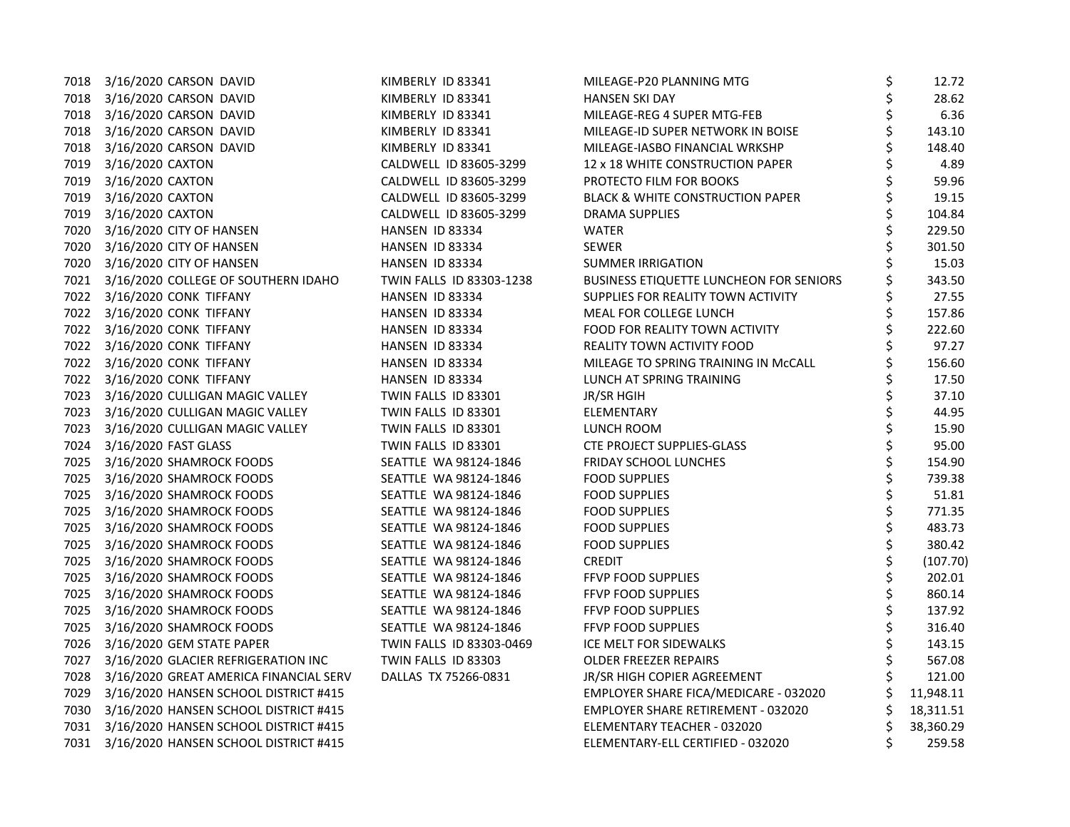| | | | | | |
|---|---|---|---|---|---|
| 7018 | 3/16/2020 | CARSON DAVID | KIMBERLY ID 83341 | MILEAGE-P20 PLANNING MTG | $ 12.72 |
| 7018 | 3/16/2020 | CARSON DAVID | KIMBERLY ID 83341 | HANSEN SKI DAY | $ 28.62 |
| 7018 | 3/16/2020 | CARSON DAVID | KIMBERLY ID 83341 | MILEAGE-REG 4 SUPER MTG-FEB | $ 6.36 |
| 7018 | 3/16/2020 | CARSON DAVID | KIMBERLY ID 83341 | MILEAGE-ID SUPER NETWORK IN BOISE | $ 143.10 |
| 7018 | 3/16/2020 | CARSON DAVID | KIMBERLY ID 83341 | MILEAGE-IASBO FINANCIAL WRKSHP | $ 148.40 |
| 7019 | 3/16/2020 | CAXTON | CALDWELL ID 83605-3299 | 12 x 18 WHITE CONSTRUCTION PAPER | $ 4.89 |
| 7019 | 3/16/2020 | CAXTON | CALDWELL ID 83605-3299 | PROTECTO FILM FOR BOOKS | $ 59.96 |
| 7019 | 3/16/2020 | CAXTON | CALDWELL ID 83605-3299 | BLACK & WHITE CONSTRUCTION PAPER | $ 19.15 |
| 7019 | 3/16/2020 | CAXTON | CALDWELL ID 83605-3299 | DRAMA SUPPLIES | $ 104.84 |
| 7020 | 3/16/2020 | CITY OF HANSEN | HANSEN ID 83334 | WATER | $ 229.50 |
| 7020 | 3/16/2020 | CITY OF HANSEN | HANSEN ID 83334 | SEWER | $ 301.50 |
| 7020 | 3/16/2020 | CITY OF HANSEN | HANSEN ID 83334 | SUMMER IRRIGATION | $ 15.03 |
| 7021 | 3/16/2020 | COLLEGE OF SOUTHERN IDAHO | TWIN FALLS ID 83303-1238 | BUSINESS ETIQUETTE LUNCHEON FOR SENIORS | $ 343.50 |
| 7022 | 3/16/2020 | CONK TIFFANY | HANSEN ID 83334 | SUPPLIES FOR REALITY TOWN ACTIVITY | $ 27.55 |
| 7022 | 3/16/2020 | CONK TIFFANY | HANSEN ID 83334 | MEAL FOR COLLEGE LUNCH | $ 157.86 |
| 7022 | 3/16/2020 | CONK TIFFANY | HANSEN ID 83334 | FOOD FOR REALITY TOWN ACTIVITY | $ 222.60 |
| 7022 | 3/16/2020 | CONK TIFFANY | HANSEN ID 83334 | REALITY TOWN ACTIVITY FOOD | $ 97.27 |
| 7022 | 3/16/2020 | CONK TIFFANY | HANSEN ID 83334 | MILEAGE TO SPRING TRAINING IN McCALL | $ 156.60 |
| 7022 | 3/16/2020 | CONK TIFFANY | HANSEN ID 83334 | LUNCH AT SPRING TRAINING | $ 17.50 |
| 7023 | 3/16/2020 | CULLIGAN MAGIC VALLEY | TWIN FALLS ID 83301 | JR/SR HGIH | $ 37.10 |
| 7023 | 3/16/2020 | CULLIGAN MAGIC VALLEY | TWIN FALLS ID 83301 | ELEMENTARY | $ 44.95 |
| 7023 | 3/16/2020 | CULLIGAN MAGIC VALLEY | TWIN FALLS ID 83301 | LUNCH ROOM | $ 15.90 |
| 7024 | 3/16/2020 | FAST GLASS | TWIN FALLS ID 83301 | CTE PROJECT SUPPLIES-GLASS | $ 95.00 |
| 7025 | 3/16/2020 | SHAMROCK FOODS | SEATTLE WA 98124-1846 | FRIDAY SCHOOL LUNCHES | $ 154.90 |
| 7025 | 3/16/2020 | SHAMROCK FOODS | SEATTLE WA 98124-1846 | FOOD SUPPLIES | $ 739.38 |
| 7025 | 3/16/2020 | SHAMROCK FOODS | SEATTLE WA 98124-1846 | FOOD SUPPLIES | $ 51.81 |
| 7025 | 3/16/2020 | SHAMROCK FOODS | SEATTLE WA 98124-1846 | FOOD SUPPLIES | $ 771.35 |
| 7025 | 3/16/2020 | SHAMROCK FOODS | SEATTLE WA 98124-1846 | FOOD SUPPLIES | $ 483.73 |
| 7025 | 3/16/2020 | SHAMROCK FOODS | SEATTLE WA 98124-1846 | FOOD SUPPLIES | $ 380.42 |
| 7025 | 3/16/2020 | SHAMROCK FOODS | SEATTLE WA 98124-1846 | CREDIT | $ (107.70) |
| 7025 | 3/16/2020 | SHAMROCK FOODS | SEATTLE WA 98124-1846 | FFVP FOOD SUPPLIES | $ 202.01 |
| 7025 | 3/16/2020 | SHAMROCK FOODS | SEATTLE WA 98124-1846 | FFVP FOOD SUPPLIES | $ 860.14 |
| 7025 | 3/16/2020 | SHAMROCK FOODS | SEATTLE WA 98124-1846 | FFVP FOOD SUPPLIES | $ 137.92 |
| 7025 | 3/16/2020 | SHAMROCK FOODS | SEATTLE WA 98124-1846 | FFVP FOOD SUPPLIES | $ 316.40 |
| 7026 | 3/16/2020 | GEM STATE PAPER | TWIN FALLS ID 83303-0469 | ICE MELT FOR SIDEWALKS | $ 143.15 |
| 7027 | 3/16/2020 | GLACIER REFRIGERATION INC | TWIN FALLS ID 83303 | OLDER FREEZER REPAIRS | $ 567.08 |
| 7028 | 3/16/2020 | GREAT AMERICA FINANCIAL SERV | DALLAS TX 75266-0831 | JR/SR HIGH COPIER AGREEMENT | $ 121.00 |
| 7029 | 3/16/2020 | HANSEN SCHOOL DISTRICT #415 | | EMPLOYER SHARE FICA/MEDICARE - 032020 | $ 11,948.11 |
| 7030 | 3/16/2020 | HANSEN SCHOOL DISTRICT #415 | | EMPLOYER SHARE RETIREMENT - 032020 | $ 18,311.51 |
| 7031 | 3/16/2020 | HANSEN SCHOOL DISTRICT #415 | | ELEMENTARY TEACHER - 032020 | $ 38,360.29 |
| 7031 | 3/16/2020 | HANSEN SCHOOL DISTRICT #415 | | ELEMENTARY-ELL CERTIFIED - 032020 | $ 259.58 |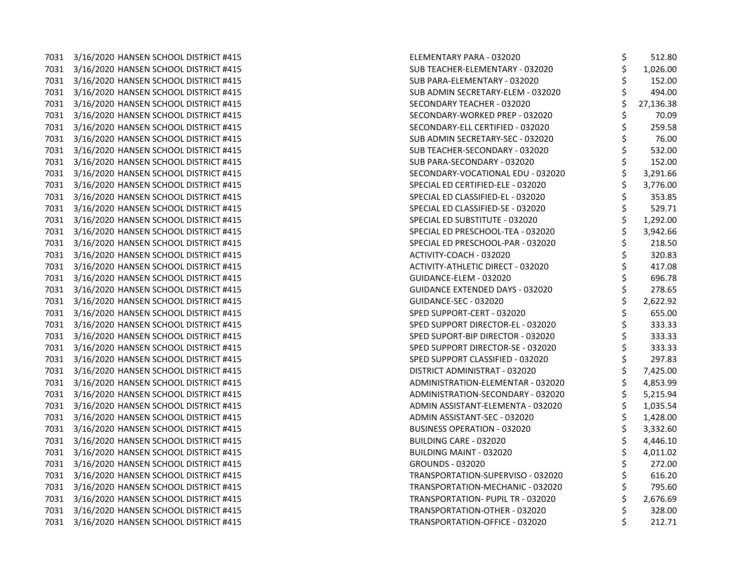| | | | | | |
|---|---|---|---|---|---|
| 7031 | 3/16/2020 | HANSEN SCHOOL DISTRICT #415 | ELEMENTARY PARA - 032020 | $ | 512.80 |
| 7031 | 3/16/2020 | HANSEN SCHOOL DISTRICT #415 | SUB TEACHER-ELEMENTARY - 032020 | $ | 1,026.00 |
| 7031 | 3/16/2020 | HANSEN SCHOOL DISTRICT #415 | SUB PARA-ELEMENTARY - 032020 | $ | 152.00 |
| 7031 | 3/16/2020 | HANSEN SCHOOL DISTRICT #415 | SUB ADMIN SECRETARY-ELEM - 032020 | $ | 494.00 |
| 7031 | 3/16/2020 | HANSEN SCHOOL DISTRICT #415 | SECONDARY TEACHER - 032020 | $ | 27,136.38 |
| 7031 | 3/16/2020 | HANSEN SCHOOL DISTRICT #415 | SECONDARY-WORKED PREP - 032020 | $ | 70.09 |
| 7031 | 3/16/2020 | HANSEN SCHOOL DISTRICT #415 | SECONDARY-ELL CERTIFIED - 032020 | $ | 259.58 |
| 7031 | 3/16/2020 | HANSEN SCHOOL DISTRICT #415 | SUB ADMIN SECRETARY-SEC - 032020 | $ | 76.00 |
| 7031 | 3/16/2020 | HANSEN SCHOOL DISTRICT #415 | SUB TEACHER-SECONDARY - 032020 | $ | 532.00 |
| 7031 | 3/16/2020 | HANSEN SCHOOL DISTRICT #415 | SUB PARA-SECONDARY - 032020 | $ | 152.00 |
| 7031 | 3/16/2020 | HANSEN SCHOOL DISTRICT #415 | SECONDARY-VOCATIONAL EDU - 032020 | $ | 3,291.66 |
| 7031 | 3/16/2020 | HANSEN SCHOOL DISTRICT #415 | SPECIAL ED CERTIFIED-ELE - 032020 | $ | 3,776.00 |
| 7031 | 3/16/2020 | HANSEN SCHOOL DISTRICT #415 | SPECIAL ED CLASSIFIED-EL - 032020 | $ | 353.85 |
| 7031 | 3/16/2020 | HANSEN SCHOOL DISTRICT #415 | SPECIAL ED CLASSIFIED-SE - 032020 | $ | 529.71 |
| 7031 | 3/16/2020 | HANSEN SCHOOL DISTRICT #415 | SPECIAL ED SUBSTITUTE - 032020 | $ | 1,292.00 |
| 7031 | 3/16/2020 | HANSEN SCHOOL DISTRICT #415 | SPECIAL ED PRESCHOOL-TEA - 032020 | $ | 3,942.66 |
| 7031 | 3/16/2020 | HANSEN SCHOOL DISTRICT #415 | SPECIAL ED PRESCHOOL-PAR - 032020 | $ | 218.50 |
| 7031 | 3/16/2020 | HANSEN SCHOOL DISTRICT #415 | ACTIVITY-COACH - 032020 | $ | 320.83 |
| 7031 | 3/16/2020 | HANSEN SCHOOL DISTRICT #415 | ACTIVITY-ATHLETIC DIRECT - 032020 | $ | 417.08 |
| 7031 | 3/16/2020 | HANSEN SCHOOL DISTRICT #415 | GUIDANCE-ELEM - 032020 | $ | 696.78 |
| 7031 | 3/16/2020 | HANSEN SCHOOL DISTRICT #415 | GUIDANCE EXTENDED DAYS - 032020 | $ | 278.65 |
| 7031 | 3/16/2020 | HANSEN SCHOOL DISTRICT #415 | GUIDANCE-SEC - 032020 | $ | 2,622.92 |
| 7031 | 3/16/2020 | HANSEN SCHOOL DISTRICT #415 | SPED SUPPORT-CERT - 032020 | $ | 655.00 |
| 7031 | 3/16/2020 | HANSEN SCHOOL DISTRICT #415 | SPED SUPPORT DIRECTOR-EL - 032020 | $ | 333.33 |
| 7031 | 3/16/2020 | HANSEN SCHOOL DISTRICT #415 | SPED SUPORT-BIP DIRECTOR - 032020 | $ | 333.33 |
| 7031 | 3/16/2020 | HANSEN SCHOOL DISTRICT #415 | SPED SUPPORT DIRECTOR-SE - 032020 | $ | 333.33 |
| 7031 | 3/16/2020 | HANSEN SCHOOL DISTRICT #415 | SPED SUPPORT CLASSIFIED - 032020 | $ | 297.83 |
| 7031 | 3/16/2020 | HANSEN SCHOOL DISTRICT #415 | DISTRICT ADMINISTRAT - 032020 | $ | 7,425.00 |
| 7031 | 3/16/2020 | HANSEN SCHOOL DISTRICT #415 | ADMINISTRATION-ELEMENTAR - 032020 | $ | 4,853.99 |
| 7031 | 3/16/2020 | HANSEN SCHOOL DISTRICT #415 | ADMINISTRATION-SECONDARY - 032020 | $ | 5,215.94 |
| 7031 | 3/16/2020 | HANSEN SCHOOL DISTRICT #415 | ADMIN ASSISTANT-ELEMENTA - 032020 | $ | 1,035.54 |
| 7031 | 3/16/2020 | HANSEN SCHOOL DISTRICT #415 | ADMIN ASSISTANT-SEC - 032020 | $ | 1,428.00 |
| 7031 | 3/16/2020 | HANSEN SCHOOL DISTRICT #415 | BUSINESS OPERATION - 032020 | $ | 3,332.60 |
| 7031 | 3/16/2020 | HANSEN SCHOOL DISTRICT #415 | BUILDING CARE - 032020 | $ | 4,446.10 |
| 7031 | 3/16/2020 | HANSEN SCHOOL DISTRICT #415 | BUILDING MAINT - 032020 | $ | 4,011.02 |
| 7031 | 3/16/2020 | HANSEN SCHOOL DISTRICT #415 | GROUNDS - 032020 | $ | 272.00 |
| 7031 | 3/16/2020 | HANSEN SCHOOL DISTRICT #415 | TRANSPORTATION-SUPERVISO - 032020 | $ | 616.20 |
| 7031 | 3/16/2020 | HANSEN SCHOOL DISTRICT #415 | TRANSPORTATION-MECHANIC - 032020 | $ | 795.60 |
| 7031 | 3/16/2020 | HANSEN SCHOOL DISTRICT #415 | TRANSPORTATION- PUPIL TR - 032020 | $ | 2,676.69 |
| 7031 | 3/16/2020 | HANSEN SCHOOL DISTRICT #415 | TRANSPORTATION-OTHER - 032020 | $ | 328.00 |
| 7031 | 3/16/2020 | HANSEN SCHOOL DISTRICT #415 | TRANSPORTATION-OFFICE - 032020 | $ | 212.71 |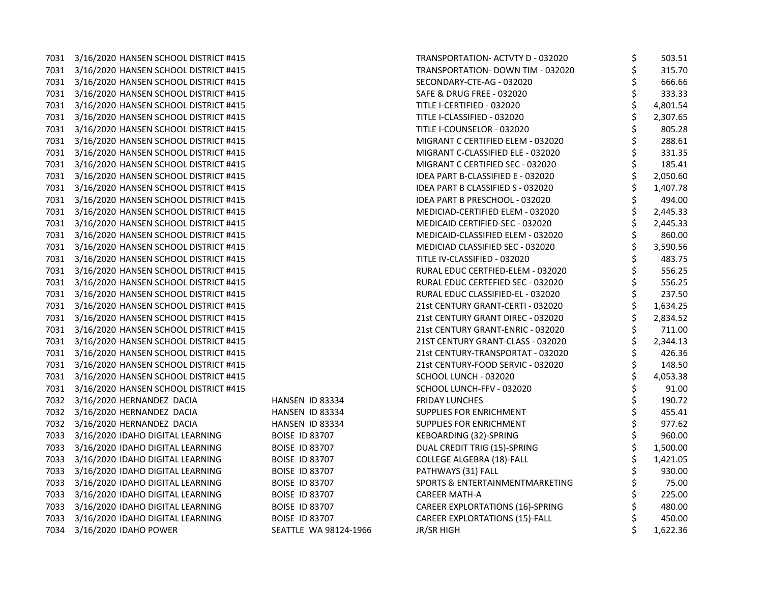| | | | | | |
|---|---|---|---|---|---|
| 7031 | 3/16/2020 | HANSEN SCHOOL DISTRICT #415 | | TRANSPORTATION- ACTVTY D - 032020 | $ 503.51 |
| 7031 | 3/16/2020 | HANSEN SCHOOL DISTRICT #415 | | TRANSPORTATION- DOWN TIM - 032020 | $ 315.70 |
| 7031 | 3/16/2020 | HANSEN SCHOOL DISTRICT #415 | | SECONDARY-CTE-AG - 032020 | $ 666.66 |
| 7031 | 3/16/2020 | HANSEN SCHOOL DISTRICT #415 | | SAFE & DRUG FREE - 032020 | $ 333.33 |
| 7031 | 3/16/2020 | HANSEN SCHOOL DISTRICT #415 | | TITLE I-CERTIFIED - 032020 | $ 4,801.54 |
| 7031 | 3/16/2020 | HANSEN SCHOOL DISTRICT #415 | | TITLE I-CLASSIFIED - 032020 | $ 2,307.65 |
| 7031 | 3/16/2020 | HANSEN SCHOOL DISTRICT #415 | | TITLE I-COUNSELOR - 032020 | $ 805.28 |
| 7031 | 3/16/2020 | HANSEN SCHOOL DISTRICT #415 | | MIGRANT C CERTIFIED ELEM - 032020 | $ 288.61 |
| 7031 | 3/16/2020 | HANSEN SCHOOL DISTRICT #415 | | MIGRANT C-CLASSIFIED ELE - 032020 | $ 331.35 |
| 7031 | 3/16/2020 | HANSEN SCHOOL DISTRICT #415 | | MIGRANT C CERTIFIED SEC - 032020 | $ 185.41 |
| 7031 | 3/16/2020 | HANSEN SCHOOL DISTRICT #415 | | IDEA PART B-CLASSIFIED E - 032020 | $ 2,050.60 |
| 7031 | 3/16/2020 | HANSEN SCHOOL DISTRICT #415 | | IDEA PART B CLASSIFIED S - 032020 | $ 1,407.78 |
| 7031 | 3/16/2020 | HANSEN SCHOOL DISTRICT #415 | | IDEA PART B PRESCHOOL - 032020 | $ 494.00 |
| 7031 | 3/16/2020 | HANSEN SCHOOL DISTRICT #415 | | MEDICIAD-CERTIFIED ELEM - 032020 | $ 2,445.33 |
| 7031 | 3/16/2020 | HANSEN SCHOOL DISTRICT #415 | | MEDICAID CERTIFIED-SEC - 032020 | $ 2,445.33 |
| 7031 | 3/16/2020 | HANSEN SCHOOL DISTRICT #415 | | MEDICAID-CLASSIFIED ELEM - 032020 | $ 860.00 |
| 7031 | 3/16/2020 | HANSEN SCHOOL DISTRICT #415 | | MEDICIAD CLASSIFIED SEC - 032020 | $ 3,590.56 |
| 7031 | 3/16/2020 | HANSEN SCHOOL DISTRICT #415 | | TITLE IV-CLASSIFIED - 032020 | $ 483.75 |
| 7031 | 3/16/2020 | HANSEN SCHOOL DISTRICT #415 | | RURAL EDUC CERTFIED-ELEM - 032020 | $ 556.25 |
| 7031 | 3/16/2020 | HANSEN SCHOOL DISTRICT #415 | | RURAL EDUC CERTEFIED SEC - 032020 | $ 556.25 |
| 7031 | 3/16/2020 | HANSEN SCHOOL DISTRICT #415 | | RURAL EDUC CLASSIFIED-EL - 032020 | $ 237.50 |
| 7031 | 3/16/2020 | HANSEN SCHOOL DISTRICT #415 | | 21st CENTURY GRANT-CERTI - 032020 | $ 1,634.25 |
| 7031 | 3/16/2020 | HANSEN SCHOOL DISTRICT #415 | | 21st CENTURY GRANT DIREC - 032020 | $ 2,834.52 |
| 7031 | 3/16/2020 | HANSEN SCHOOL DISTRICT #415 | | 21st CENTURY GRANT-ENRIC - 032020 | $ 711.00 |
| 7031 | 3/16/2020 | HANSEN SCHOOL DISTRICT #415 | | 21ST CENTURY GRANT-CLASS - 032020 | $ 2,344.13 |
| 7031 | 3/16/2020 | HANSEN SCHOOL DISTRICT #415 | | 21st CENTURY-TRANSPORTAT - 032020 | $ 426.36 |
| 7031 | 3/16/2020 | HANSEN SCHOOL DISTRICT #415 | | 21st CENTURY-FOOD SERVIC - 032020 | $ 148.50 |
| 7031 | 3/16/2020 | HANSEN SCHOOL DISTRICT #415 | | SCHOOL LUNCH - 032020 | $ 4,053.38 |
| 7031 | 3/16/2020 | HANSEN SCHOOL DISTRICT #415 | | SCHOOL LUNCH-FFV - 032020 | $ 91.00 |
| 7032 | 3/16/2020 | HERNANDEZ DACIA | HANSEN ID 83334 | FRIDAY LUNCHES | $ 190.72 |
| 7032 | 3/16/2020 | HERNANDEZ DACIA | HANSEN ID 83334 | SUPPLIES FOR ENRICHMENT | $ 455.41 |
| 7032 | 3/16/2020 | HERNANDEZ DACIA | HANSEN ID 83334 | SUPPLIES FOR ENRICHMENT | $ 977.62 |
| 7033 | 3/16/2020 | IDAHO DIGITAL LEARNING | BOISE ID 83707 | KEBOARDING (32)-SPRING | $ 960.00 |
| 7033 | 3/16/2020 | IDAHO DIGITAL LEARNING | BOISE ID 83707 | DUAL CREDIT TRIG (15)-SPRING | $ 1,500.00 |
| 7033 | 3/16/2020 | IDAHO DIGITAL LEARNING | BOISE ID 83707 | COLLEGE ALGEBRA (18)-FALL | $ 1,421.05 |
| 7033 | 3/16/2020 | IDAHO DIGITAL LEARNING | BOISE ID 83707 | PATHWAYS (31) FALL | $ 930.00 |
| 7033 | 3/16/2020 | IDAHO DIGITAL LEARNING | BOISE ID 83707 | SPORTS & ENTERTAINMENTMARKETING | $ 75.00 |
| 7033 | 3/16/2020 | IDAHO DIGITAL LEARNING | BOISE ID 83707 | CAREER MATH-A | $ 225.00 |
| 7033 | 3/16/2020 | IDAHO DIGITAL LEARNING | BOISE ID 83707 | CAREER EXPLORTATIONS (16)-SPRING | $ 480.00 |
| 7033 | 3/16/2020 | IDAHO DIGITAL LEARNING | BOISE ID 83707 | CAREER EXPLORTATIONS (15)-FALL | $ 450.00 |
| 7034 | 3/16/2020 | IDAHO POWER | SEATTLE WA 98124-1966 | JR/SR HIGH | $ 1,622.36 |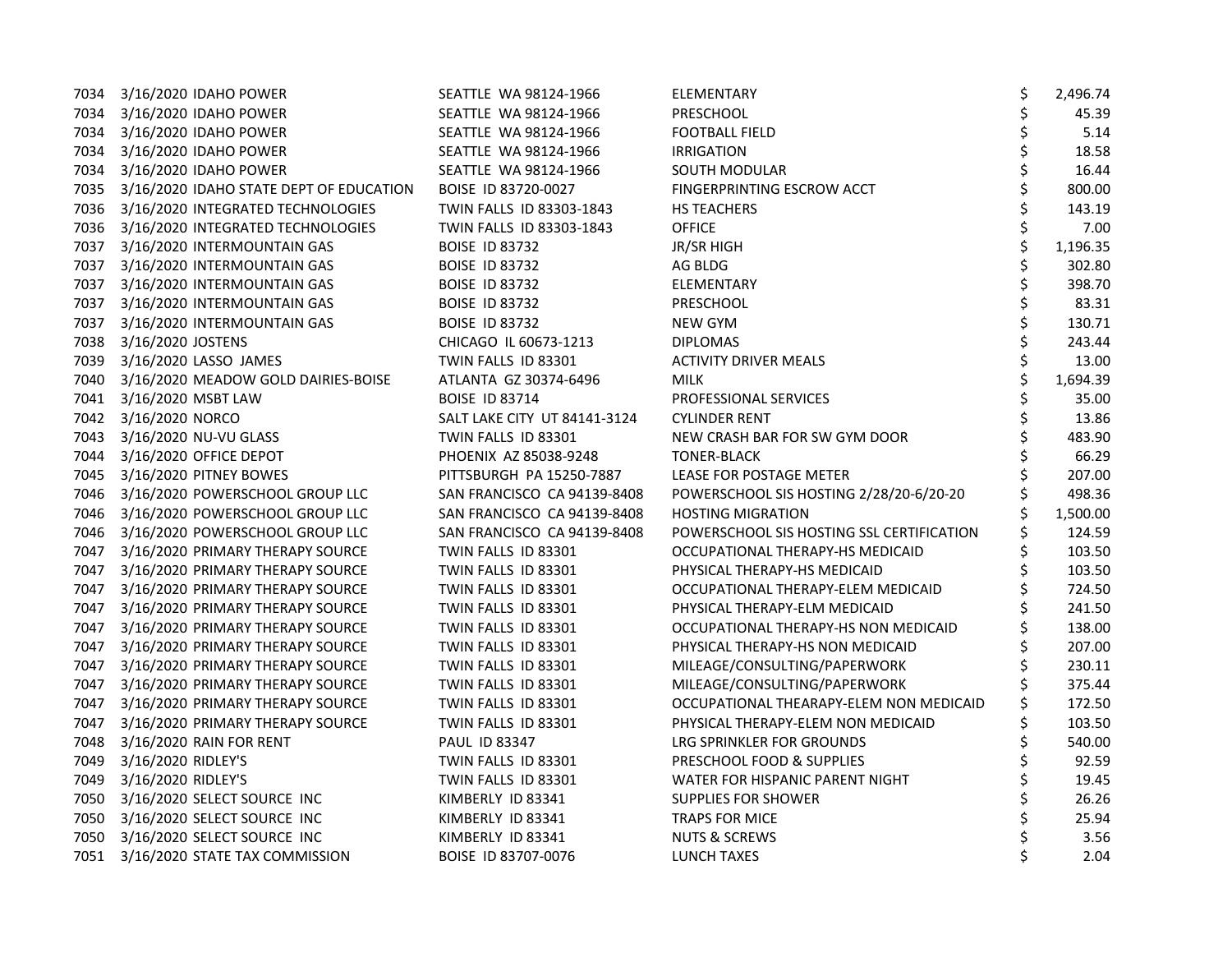| | | | | | |
|---|---|---|---|---|---|
| 7034 | 3/16/2020 | IDAHO POWER | SEATTLE WA 98124-1966 | ELEMENTARY | $ 2,496.74 |
| 7034 | 3/16/2020 | IDAHO POWER | SEATTLE WA 98124-1966 | PRESCHOOL | $ 45.39 |
| 7034 | 3/16/2020 | IDAHO POWER | SEATTLE WA 98124-1966 | FOOTBALL FIELD | $ 5.14 |
| 7034 | 3/16/2020 | IDAHO POWER | SEATTLE WA 98124-1966 | IRRIGATION | $ 18.58 |
| 7034 | 3/16/2020 | IDAHO POWER | SEATTLE WA 98124-1966 | SOUTH MODULAR | $ 16.44 |
| 7035 | 3/16/2020 | IDAHO STATE DEPT OF EDUCATION | BOISE ID 83720-0027 | FINGERPRINTING ESCROW ACCT | $ 800.00 |
| 7036 | 3/16/2020 | INTEGRATED TECHNOLOGIES | TWIN FALLS ID 83303-1843 | HS TEACHERS | $ 143.19 |
| 7036 | 3/16/2020 | INTEGRATED TECHNOLOGIES | TWIN FALLS ID 83303-1843 | OFFICE | $ 7.00 |
| 7037 | 3/16/2020 | INTERMOUNTAIN GAS | BOISE ID 83732 | JR/SR HIGH | $ 1,196.35 |
| 7037 | 3/16/2020 | INTERMOUNTAIN GAS | BOISE ID 83732 | AG BLDG | $ 302.80 |
| 7037 | 3/16/2020 | INTERMOUNTAIN GAS | BOISE ID 83732 | ELEMENTARY | $ 398.70 |
| 7037 | 3/16/2020 | INTERMOUNTAIN GAS | BOISE ID 83732 | PRESCHOOL | $ 83.31 |
| 7037 | 3/16/2020 | INTERMOUNTAIN GAS | BOISE ID 83732 | NEW GYM | $ 130.71 |
| 7038 | 3/16/2020 | JOSTENS | CHICAGO IL 60673-1213 | DIPLOMAS | $ 243.44 |
| 7039 | 3/16/2020 | LASSO JAMES | TWIN FALLS ID 83301 | ACTIVITY DRIVER MEALS | $ 13.00 |
| 7040 | 3/16/2020 | MEADOW GOLD DAIRIES-BOISE | ATLANTA GZ 30374-6496 | MILK | $ 1,694.39 |
| 7041 | 3/16/2020 | MSBT LAW | BOISE ID 83714 | PROFESSIONAL SERVICES | $ 35.00 |
| 7042 | 3/16/2020 | NORCO | SALT LAKE CITY UT 84141-3124 | CYLINDER RENT | $ 13.86 |
| 7043 | 3/16/2020 | NU-VU GLASS | TWIN FALLS ID 83301 | NEW CRASH BAR FOR SW GYM DOOR | $ 483.90 |
| 7044 | 3/16/2020 | OFFICE DEPOT | PHOENIX AZ 85038-9248 | TONER-BLACK | $ 66.29 |
| 7045 | 3/16/2020 | PITNEY BOWES | PITTSBURGH PA 15250-7887 | LEASE FOR POSTAGE METER | $ 207.00 |
| 7046 | 3/16/2020 | POWERSCHOOL GROUP LLC | SAN FRANCISCO CA 94139-8408 | POWERSCHOOL SIS HOSTING 2/28/20-6/20-20 | $ 498.36 |
| 7046 | 3/16/2020 | POWERSCHOOL GROUP LLC | SAN FRANCISCO CA 94139-8408 | HOSTING MIGRATION | $ 1,500.00 |
| 7046 | 3/16/2020 | POWERSCHOOL GROUP LLC | SAN FRANCISCO CA 94139-8408 | POWERSCHOOL SIS HOSTING SSL CERTIFICATION | $ 124.59 |
| 7047 | 3/16/2020 | PRIMARY THERAPY SOURCE | TWIN FALLS ID 83301 | OCCUPATIONAL THERAPY-HS MEDICAID | $ 103.50 |
| 7047 | 3/16/2020 | PRIMARY THERAPY SOURCE | TWIN FALLS ID 83301 | PHYSICAL THERAPY-HS MEDICAID | $ 103.50 |
| 7047 | 3/16/2020 | PRIMARY THERAPY SOURCE | TWIN FALLS ID 83301 | OCCUPATIONAL THERAPY-ELEM MEDICAID | $ 724.50 |
| 7047 | 3/16/2020 | PRIMARY THERAPY SOURCE | TWIN FALLS ID 83301 | PHYSICAL THERAPY-ELM MEDICAID | $ 241.50 |
| 7047 | 3/16/2020 | PRIMARY THERAPY SOURCE | TWIN FALLS ID 83301 | OCCUPATIONAL THERAPY-HS NON MEDICAID | $ 138.00 |
| 7047 | 3/16/2020 | PRIMARY THERAPY SOURCE | TWIN FALLS ID 83301 | PHYSICAL THERAPY-HS NON MEDICAID | $ 207.00 |
| 7047 | 3/16/2020 | PRIMARY THERAPY SOURCE | TWIN FALLS ID 83301 | MILEAGE/CONSULTING/PAPERWORK | $ 230.11 |
| 7047 | 3/16/2020 | PRIMARY THERAPY SOURCE | TWIN FALLS ID 83301 | MILEAGE/CONSULTING/PAPERWORK | $ 375.44 |
| 7047 | 3/16/2020 | PRIMARY THERAPY SOURCE | TWIN FALLS ID 83301 | OCCUPATIONAL THEARAPY-ELEM NON MEDICAID | $ 172.50 |
| 7047 | 3/16/2020 | PRIMARY THERAPY SOURCE | TWIN FALLS ID 83301 | PHYSICAL THERAPY-ELEM NON MEDICAID | $ 103.50 |
| 7048 | 3/16/2020 | RAIN FOR RENT | PAUL ID 83347 | LRG SPRINKLER FOR GROUNDS | $ 540.00 |
| 7049 | 3/16/2020 | RIDLEY'S | TWIN FALLS ID 83301 | PRESCHOOL FOOD & SUPPLIES | $ 92.59 |
| 7049 | 3/16/2020 | RIDLEY'S | TWIN FALLS ID 83301 | WATER FOR HISPANIC PARENT NIGHT | $ 19.45 |
| 7050 | 3/16/2020 | SELECT SOURCE INC | KIMBERLY ID 83341 | SUPPLIES FOR SHOWER | $ 26.26 |
| 7050 | 3/16/2020 | SELECT SOURCE INC | KIMBERLY ID 83341 | TRAPS FOR MICE | $ 25.94 |
| 7050 | 3/16/2020 | SELECT SOURCE INC | KIMBERLY ID 83341 | NUTS & SCREWS | $ 3.56 |
| 7051 | 3/16/2020 | STATE TAX COMMISSION | BOISE ID 83707-0076 | LUNCH TAXES | $ 2.04 |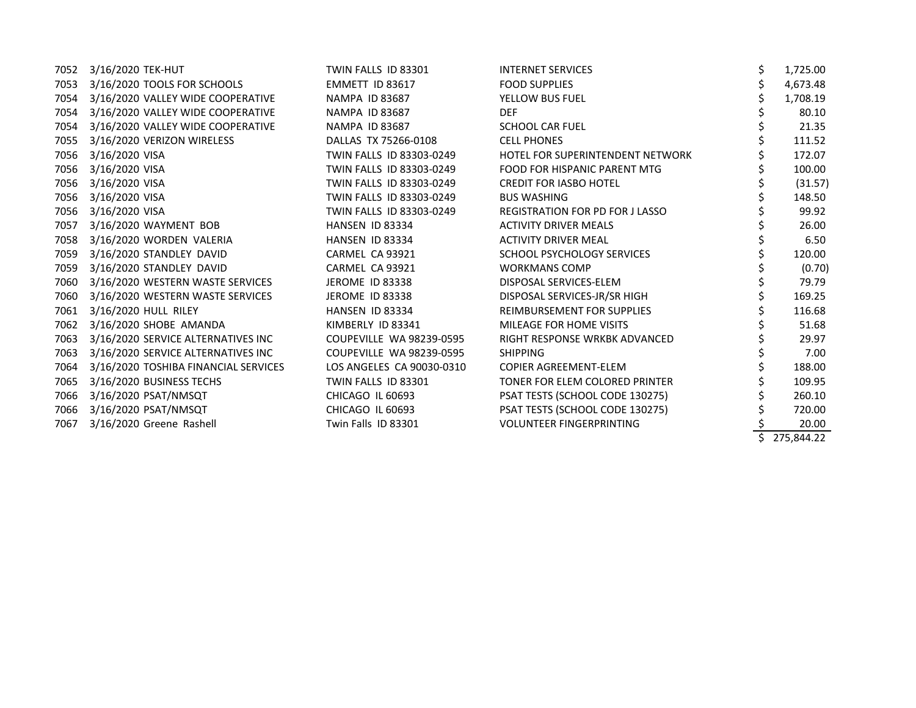| | | | | | |
|---|---|---|---|---|---|
| 7052 | 3/16/2020 | TEK-HUT | TWIN FALLS ID 83301 | INTERNET SERVICES | $ 1,725.00 |
| 7053 | 3/16/2020 | TOOLS FOR SCHOOLS | EMMETT ID 83617 | FOOD SUPPLIES | $ 4,673.48 |
| 7054 | 3/16/2020 | VALLEY WIDE COOPERATIVE | NAMPA ID 83687 | YELLOW BUS FUEL | $ 1,708.19 |
| 7054 | 3/16/2020 | VALLEY WIDE COOPERATIVE | NAMPA ID 83687 | DEF | $ 80.10 |
| 7054 | 3/16/2020 | VALLEY WIDE COOPERATIVE | NAMPA ID 83687 | SCHOOL CAR FUEL | $ 21.35 |
| 7055 | 3/16/2020 | VERIZON WIRELESS | DALLAS TX 75266-0108 | CELL PHONES | $ 111.52 |
| 7056 | 3/16/2020 | VISA | TWIN FALLS ID 83303-0249 | HOTEL FOR SUPERINTENDENT NETWORK | $ 172.07 |
| 7056 | 3/16/2020 | VISA | TWIN FALLS ID 83303-0249 | FOOD FOR HISPANIC PARENT MTG | $ 100.00 |
| 7056 | 3/16/2020 | VISA | TWIN FALLS ID 83303-0249 | CREDIT FOR IASBO HOTEL | $ (31.57) |
| 7056 | 3/16/2020 | VISA | TWIN FALLS ID 83303-0249 | BUS WASHING | $ 148.50 |
| 7056 | 3/16/2020 | VISA | TWIN FALLS ID 83303-0249 | REGISTRATION FOR PD FOR J LASSO | $ 99.92 |
| 7057 | 3/16/2020 | WAYMENT BOB | HANSEN ID 83334 | ACTIVITY DRIVER MEALS | $ 26.00 |
| 7058 | 3/16/2020 | WORDEN VALERIA | HANSEN ID 83334 | ACTIVITY DRIVER MEAL | $ 6.50 |
| 7059 | 3/16/2020 | STANDLEY DAVID | CARMEL CA 93921 | SCHOOL PSYCHOLOGY SERVICES | $ 120.00 |
| 7059 | 3/16/2020 | STANDLEY DAVID | CARMEL CA 93921 | WORKMANS COMP | $ (0.70) |
| 7060 | 3/16/2020 | WESTERN WASTE SERVICES | JEROME ID 83338 | DISPOSAL SERVICES-ELEM | $ 79.79 |
| 7060 | 3/16/2020 | WESTERN WASTE SERVICES | JEROME ID 83338 | DISPOSAL SERVICES-JR/SR HIGH | $ 169.25 |
| 7061 | 3/16/2020 | HULL RILEY | HANSEN ID 83334 | REIMBURSEMENT FOR SUPPLIES | $ 116.68 |
| 7062 | 3/16/2020 | SHOBE AMANDA | KIMBERLY ID 83341 | MILEAGE FOR HOME VISITS | $ 51.68 |
| 7063 | 3/16/2020 | SERVICE ALTERNATIVES INC | COUPEVILLE WA 98239-0595 | RIGHT RESPONSE WRKBK ADVANCED | $ 29.97 |
| 7063 | 3/16/2020 | SERVICE ALTERNATIVES INC | COUPEVILLE WA 98239-0595 | SHIPPING | $ 7.00 |
| 7064 | 3/16/2020 | TOSHIBA FINANCIAL SERVICES | LOS ANGELES CA 90030-0310 | COPIER AGREEMENT-ELEM | $ 188.00 |
| 7065 | 3/16/2020 | BUSINESS TECHS | TWIN FALLS ID 83301 | TONER FOR ELEM COLORED PRINTER | $ 109.95 |
| 7066 | 3/16/2020 | PSAT/NMSQT | CHICAGO IL 60693 | PSAT TESTS (SCHOOL CODE 130275) | $ 260.10 |
| 7066 | 3/16/2020 | PSAT/NMSQT | CHICAGO IL 60693 | PSAT TESTS (SCHOOL CODE 130275) | $ 720.00 |
| 7067 | 3/16/2020 | Greene Rashell | Twin Falls ID 83301 | VOLUNTEER FINGERPRINTING | $ 20.00 |
| | | | | | $ 275,844.22 |